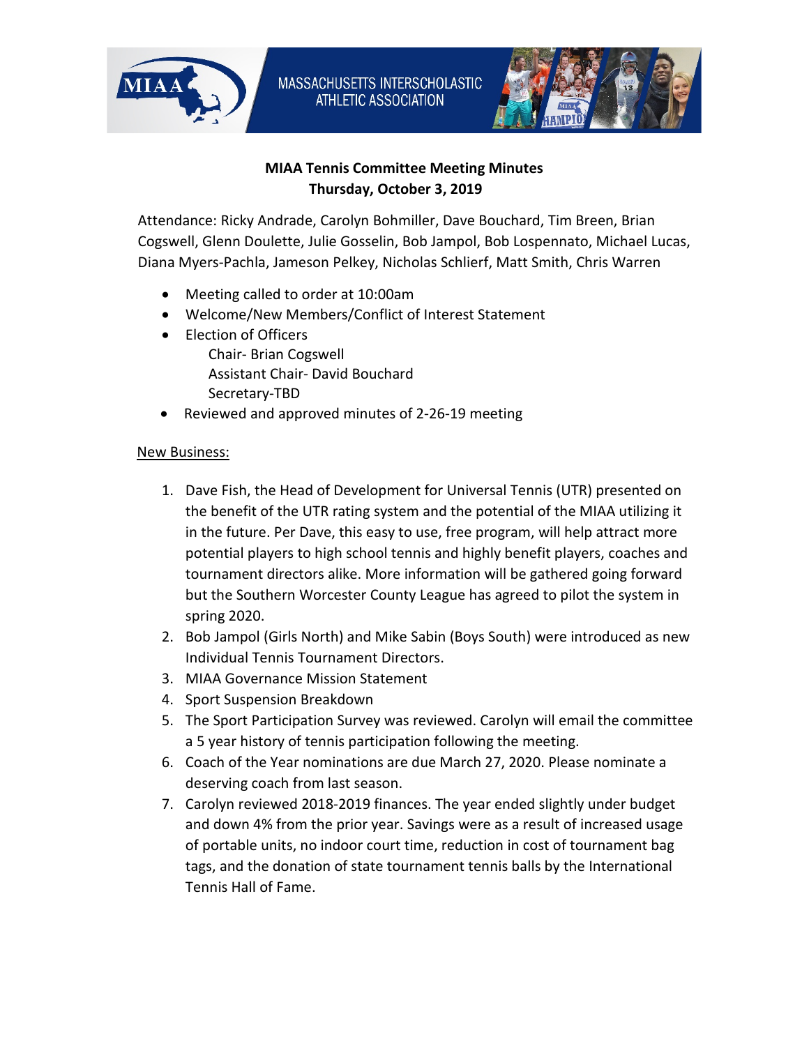MASSACHUSETTS INTERSCHOLASTIC ATHLETIC ASSOCIATION

**MIAA Tennis Committee Meeting Minutes**
**Thursday, October 3, 2019**

Attendance: Ricky Andrade, Carolyn Bohmiller, Dave Bouchard, Tim Breen, Brian Cogswell, Glenn Doulette, Julie Gosselin, Bob Jampol, Bob Lospennato, Michael Lucas, Diana Myers-Pachla, Jameson Pelkey, Nicholas Schlierf, Matt Smith, Chris Warren

- Meeting called to order at 10:00am
- Welcome/New Members/Conflict of Interest Statement
- Election of Officers
  Chair- Brian Cogswell
  Assistant Chair- David Bouchard
  Secretary-TBD
- Reviewed and approved minutes of 2-26-19 meeting

New Business:

1. Dave Fish, the Head of Development for Universal Tennis (UTR) presented on the benefit of the UTR rating system and the potential of the MIAA utilizing it in the future. Per Dave, this easy to use, free program, will help attract more potential players to high school tennis and highly benefit players, coaches and tournament directors alike. More information will be gathered going forward but the Southern Worcester County League has agreed to pilot the system in spring 2020.
2. Bob Jampol (Girls North) and Mike Sabin (Boys South) were introduced as new Individual Tennis Tournament Directors.
3. MIAA Governance Mission Statement
4. Sport Suspension Breakdown
5. The Sport Participation Survey was reviewed. Carolyn will email the committee a 5 year history of tennis participation following the meeting.
6. Coach of the Year nominations are due March 27, 2020. Please nominate a deserving coach from last season.
7. Carolyn reviewed 2018-2019 finances. The year ended slightly under budget and down 4% from the prior year. Savings were as a result of increased usage of portable units, no indoor court time, reduction in cost of tournament bag tags, and the donation of state tournament tennis balls by the International Tennis Hall of Fame.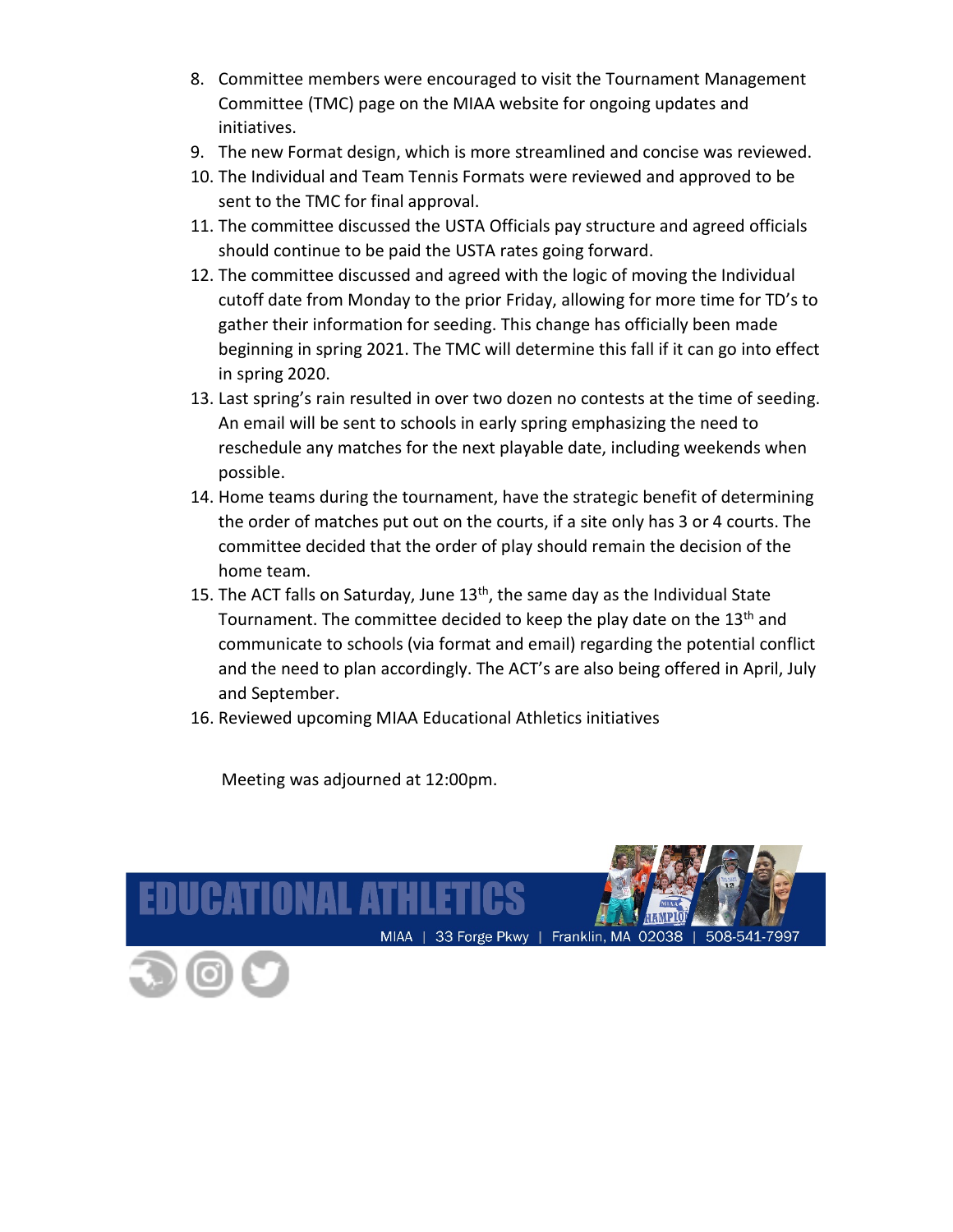8. Committee members were encouraged to visit the Tournament Management Committee (TMC) page on the MIAA website for ongoing updates and initiatives.
9. The new Format design, which is more streamlined and concise was reviewed.
10. The Individual and Team Tennis Formats were reviewed and approved to be sent to the TMC for final approval.
11. The committee discussed the USTA Officials pay structure and agreed officials should continue to be paid the USTA rates going forward.
12. The committee discussed and agreed with the logic of moving the Individual cutoff date from Monday to the prior Friday, allowing for more time for TD's to gather their information for seeding. This change has officially been made beginning in spring 2021. The TMC will determine this fall if it can go into effect in spring 2020.
13. Last spring's rain resulted in over two dozen no contests at the time of seeding. An email will be sent to schools in early spring emphasizing the need to reschedule any matches for the next playable date, including weekends when possible.
14. Home teams during the tournament, have the strategic benefit of determining the order of matches put out on the courts, if a site only has 3 or 4 courts. The committee decided that the order of play should remain the decision of the home team.
15. The ACT falls on Saturday, June 13th, the same day as the Individual State Tournament. The committee decided to keep the play date on the 13th and communicate to schools (via format and email) regarding the potential conflict and the need to plan accordingly. The ACT's are also being offered in April, July and September.
16. Reviewed upcoming MIAA Educational Athletics initiatives

Meeting was adjourned at 12:00pm.

EDUCATIONAL ATHLETICS

MIAA | 33 Forge Pkwy | Franklin, MA 02038 | 508-541-7997